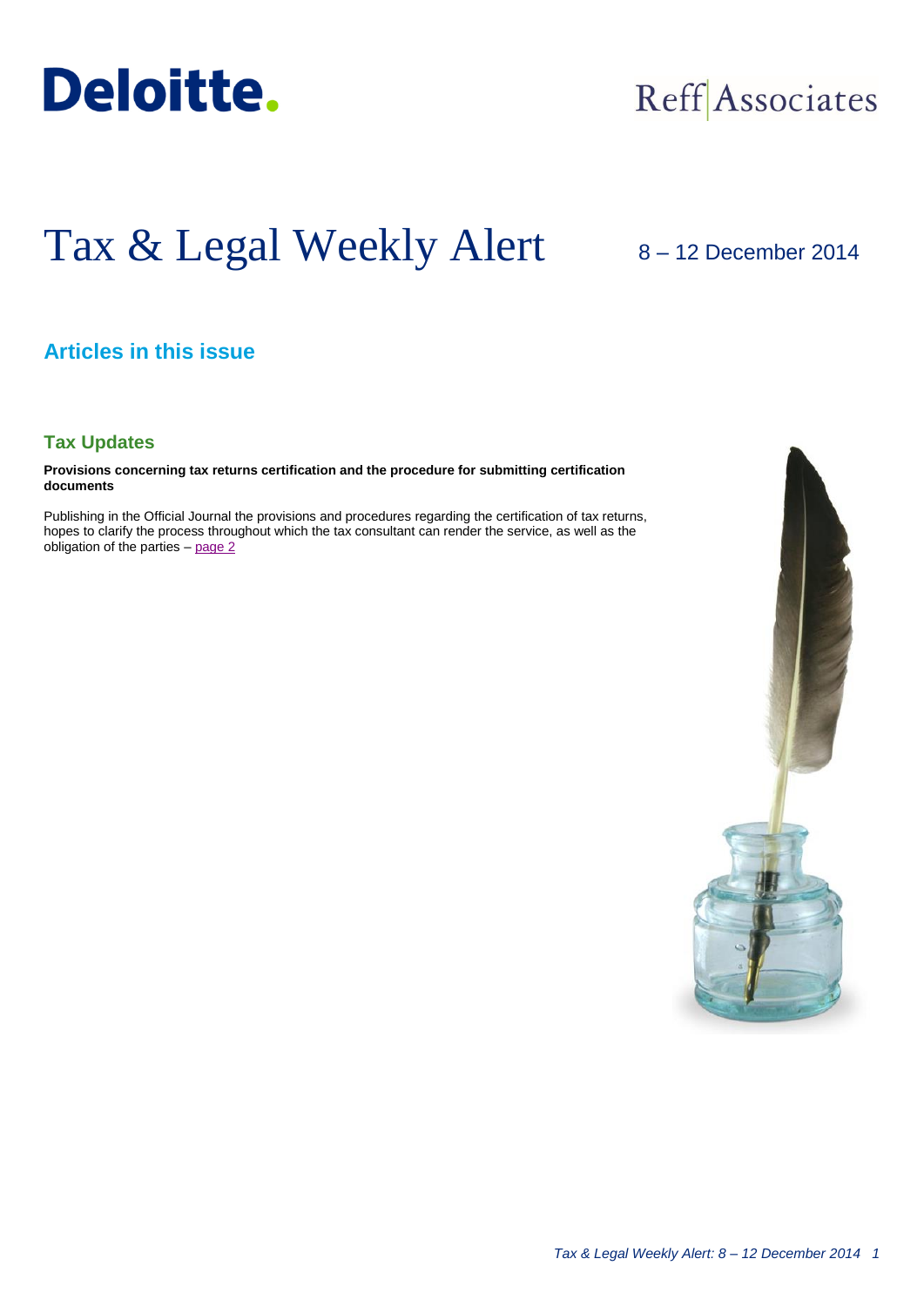Deloitte.

Reff Associates

# Tax & Legal Weekly Alert

8 – 12 December 2014

## Articles in this issue

### Tax Updates

**Provisions concerning tax returns certification and the procedure for submitting certification documents**

Publishing in the Official Journal the provisions and procedures regarding the certification of tax returns, hopes to clarify the process throughout which the tax consultant can render the service, as well as the obligation of the parties – page 2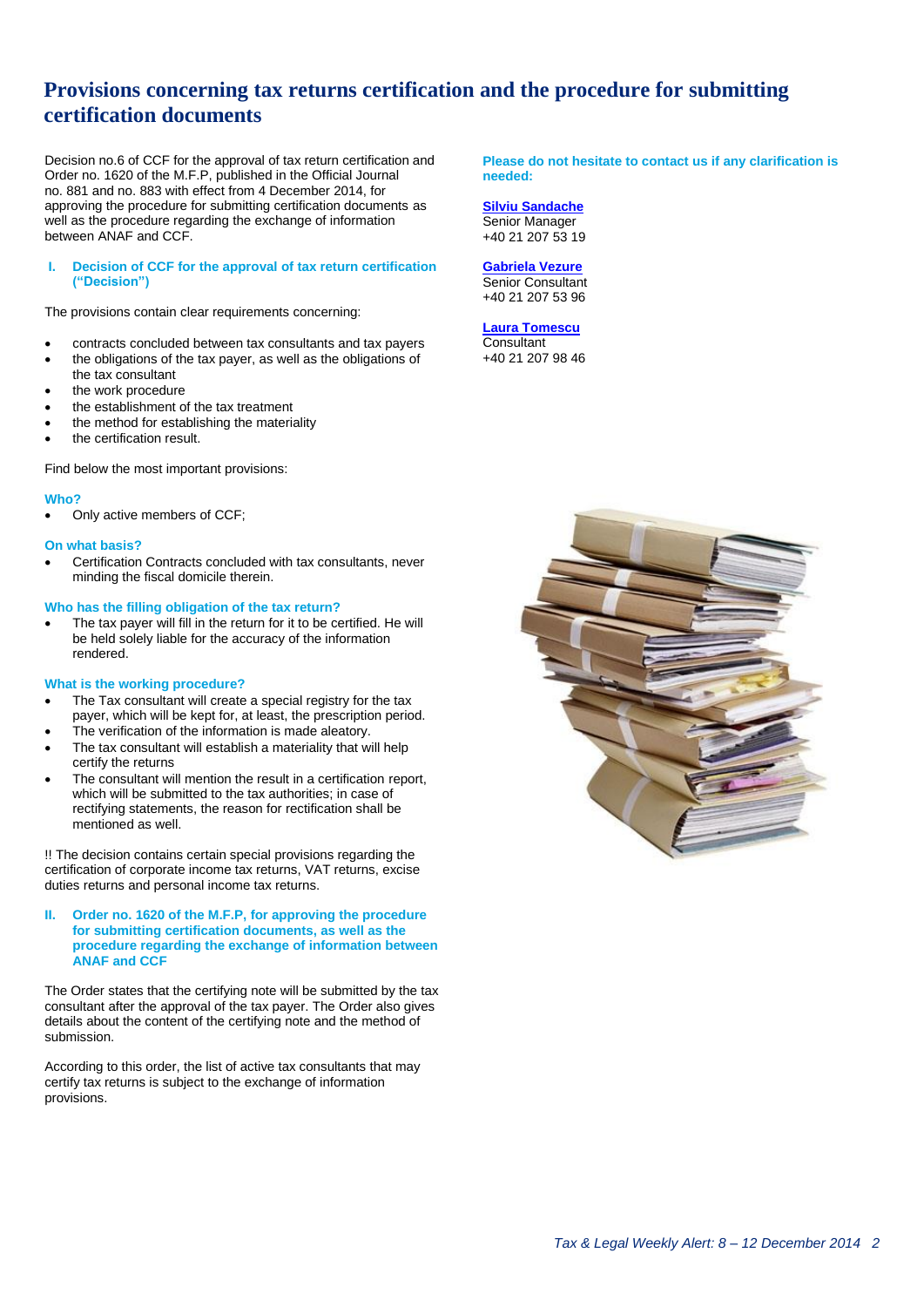# Provisions concerning tax returns certification and the procedure for submitting certification documents

Decision no.6 of CCF for the approval of tax return certification and Order no. 1620 of the M.F.P, published in the Official Journal no. 881 and no. 883 with effect from 4 December 2014, for approving the procedure for submitting certification documents as well as the procedure regarding the exchange of information between ANAF and CCF.

## I. Decision of CCF for the approval of tax return certification ("Decision")

The provisions contain clear requirements concerning:

- contracts concluded between tax consultants and tax payers
- the obligations of the tax payer, as well as the obligations of the tax consultant
- the work procedure
- the establishment of the tax treatment
- the method for establishing the materiality
- the certification result.

Find below the most important provisions:

**Who?**

- Only active members of CCF;

**On what basis?**

- Certification Contracts concluded with tax consultants, never minding the fiscal domicile therein.

**Who has the filling obligation of the tax return?**

- The tax payer will fill in the return for it to be certified. He will be held solely liable for the accuracy of the information rendered.

**What is the working procedure?**

- The Tax consultant will create a special registry for the tax payer, which will be kept for, at least, the prescription period.
- The verification of the information is made aleatory.
- The tax consultant will establish a materiality that will help certify the returns
- The consultant will mention the result in a certification report, which will be submitted to the tax authorities; in case of rectifying statements, the reason for rectification shall be mentioned as well.

!! The decision contains certain special provisions regarding the certification of corporate income tax returns, VAT returns, excise duties returns and personal income tax returns.

## II. Order no. 1620 of the M.F.P, for approving the procedure for submitting certification documents, as well as the procedure regarding the exchange of information between ANAF and CCF

The Order states that the certifying note will be submitted by the tax consultant after the approval of the tax payer. The Order also gives details about the content of the certifying note and the method of submission.

According to this order, the list of active tax consultants that may certify tax returns is subject to the exchange of information provisions.

**Please do not hesitate to contact us if any clarification is needed:**

**Silviu Sandache**
Senior Manager
+40 21 207 53 19

**Gabriela Vezure**
Senior Consultant
+40 21 207 53 96

**Laura Tomescu**
Consultant
+40 21 207 98 46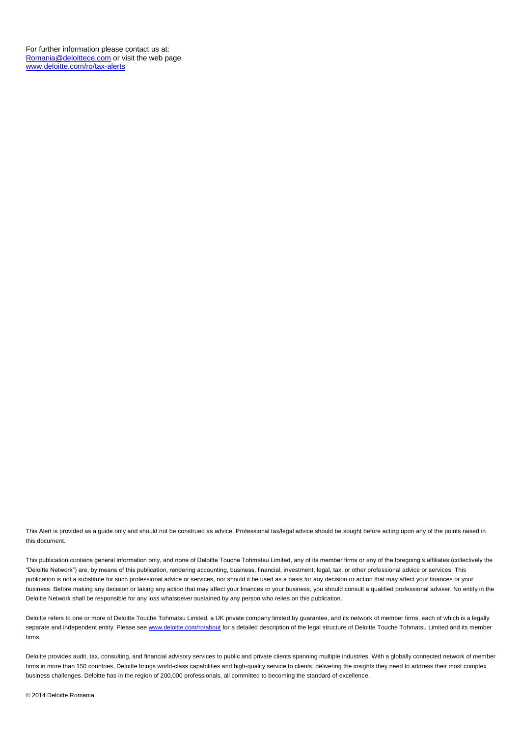For further information please contact us at:
[Romania@deloittece.com](mailto:Romania@deloittece.com) or visit the web page
[www.deloitte.com/ro/tax-alerts](http://www.deloitte.com/ro/tax-alerts)

This Alert is provided as a guide only and should not be construed as advice. Professional tax/legal advice should be sought before acting upon any of the points raised in this document.

This publication contains general information only, and none of Deloitte Touche Tohmatsu Limited, any of its member firms or any of the foregoing's affiliates (collectively the "Deloitte Network") are, by means of this publication, rendering accounting, business, financial, investment, legal, tax, or other professional advice or services. This publication is not a substitute for such professional advice or services, nor should it be used as a basis for any decision or action that may affect your finances or your business. Before making any decision or taking any action that may affect your finances or your business, you should consult a qualified professional adviser. No entity in the Deloitte Network shall be responsible for any loss whatsoever sustained by any person who relies on this publication.

Deloitte refers to one or more of Deloitte Touche Tohmatsu Limited, a UK private company limited by guarantee, and its network of member firms, each of which is a legally separate and independent entity. Please see [www.deloitte.com/ro/about](http://www.deloitte.com/ro/about) for a detailed description of the legal structure of Deloitte Touche Tohmatsu Limited and its member firms.

Deloitte provides audit, tax, consulting, and financial advisory services to public and private clients spanning multiple industries. With a globally connected network of member firms in more than 150 countries, Deloitte brings world-class capabilities and high-quality service to clients, delivering the insights they need to address their most complex business challenges. Deloitte has in the region of 200,000 professionals, all committed to becoming the standard of excellence.

© 2014 Deloitte Romania